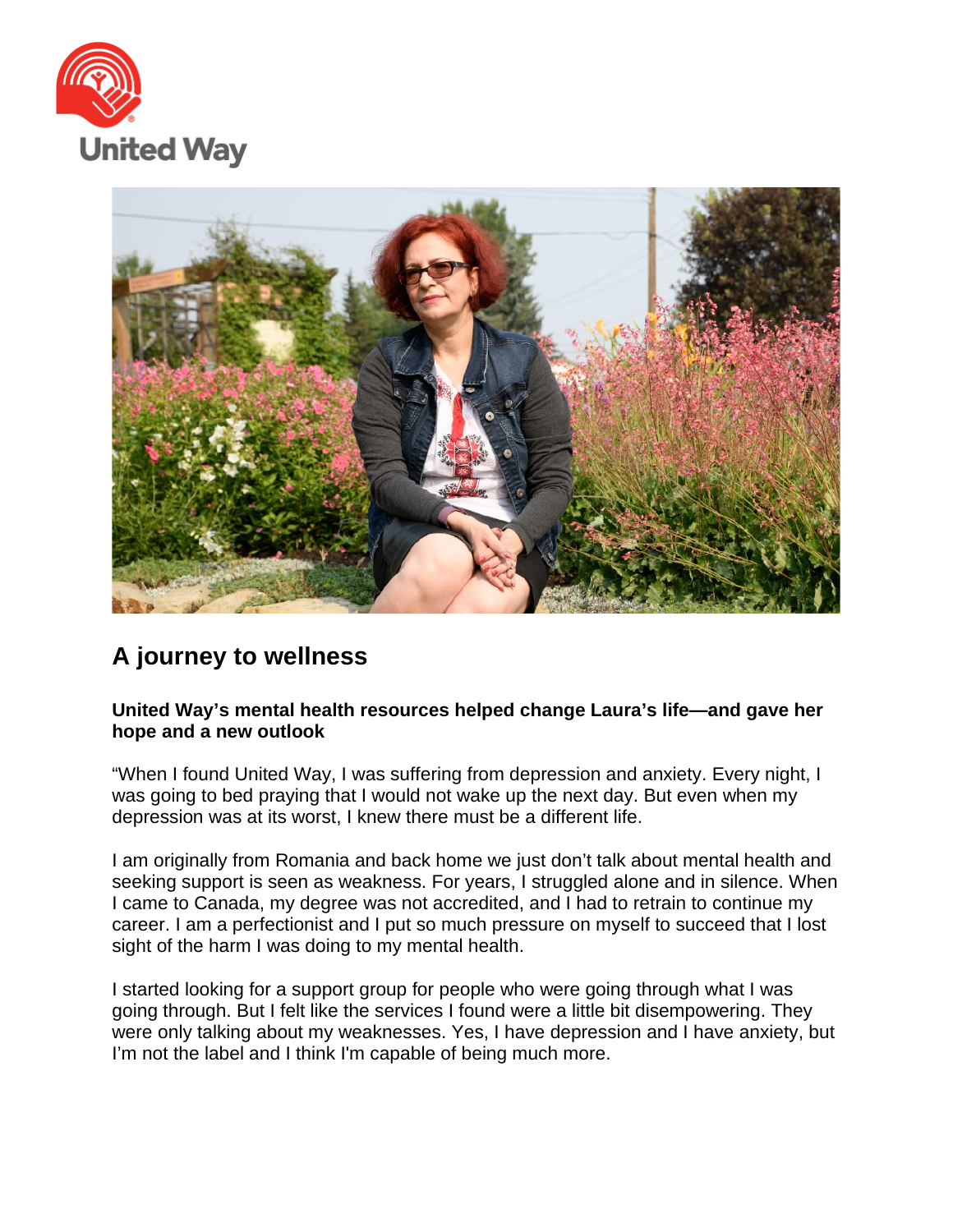United Way

# A journey to wellness

**United Way's mental health resources helped change Laura's life—and gave her hope and a new outlook**

"When I found United Way, I was suffering from depression and anxiety. Every night, I was going to bed praying that I would not wake up the next day. But even when my depression was at its worst, I knew there must be a different life.

I am originally from Romania and back home we just don't talk about mental health and seeking support is seen as weakness. For years, I struggled alone and in silence. When I came to Canada, my degree was not accredited, and I had to retrain to continue my career. I am a perfectionist and I put so much pressure on myself to succeed that I lost sight of the harm I was doing to my mental health.

I started looking for a support group for people who were going through what I was going through. But I felt like the services I found were a little bit disempowering. They were only talking about my weaknesses. Yes, I have depression and I have anxiety, but I'm not the label and I think I'm capable of being much more.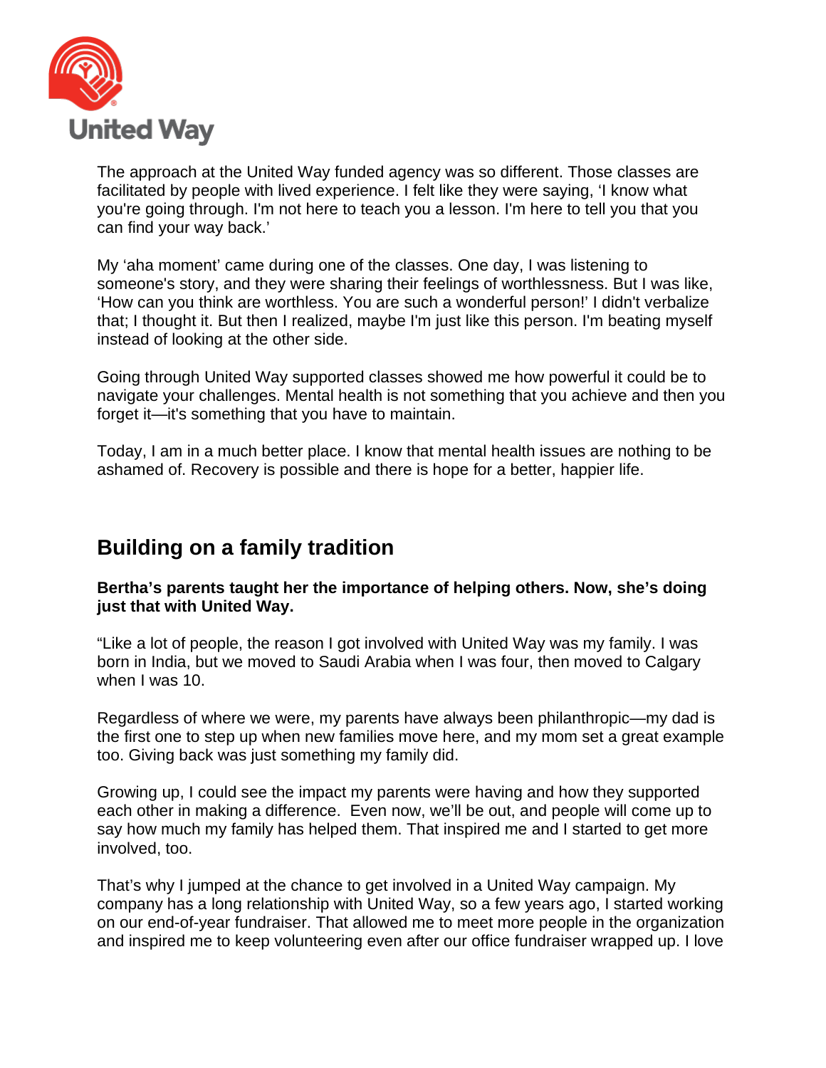The approach at the United Way funded agency was so different. Those classes are facilitated by people with lived experience. I felt like they were saying, 'I know what you're going through. I'm not here to teach you a lesson. I'm here to tell you that you can find your way back.'

My 'aha moment' came during one of the classes. One day, I was listening to someone's story, and they were sharing their feelings of worthlessness. But I was like, 'How can you think are worthless. You are such a wonderful person!' I didn't verbalize that; I thought it. But then I realized, maybe I'm just like this person. I'm beating myself instead of looking at the other side.

Going through United Way supported classes showed me how powerful it could be to navigate your challenges. Mental health is not something that you achieve and then you forget it—it's something that you have to maintain.

Today, I am in a much better place. I know that mental health issues are nothing to be ashamed of. Recovery is possible and there is hope for a better, happier life.

## Building on a family tradition

**Bertha's parents taught her the importance of helping others. Now, she's doing just that with United Way.**

"Like a lot of people, the reason I got involved with United Way was my family. I was born in India, but we moved to Saudi Arabia when I was four, then moved to Calgary when I was 10.

Regardless of where we were, my parents have always been philanthropic—my dad is the first one to step up when new families move here, and my mom set a great example too. Giving back was just something my family did.

Growing up, I could see the impact my parents were having and how they supported each other in making a difference. Even now, we'll be out, and people will come up to say how much my family has helped them. That inspired me and I started to get more involved, too.

That's why I jumped at the chance to get involved in a United Way campaign. My company has a long relationship with United Way, so a few years ago, I started working on our end-of-year fundraiser. That allowed me to meet more people in the organization and inspired me to keep volunteering even after our office fundraiser wrapped up. I love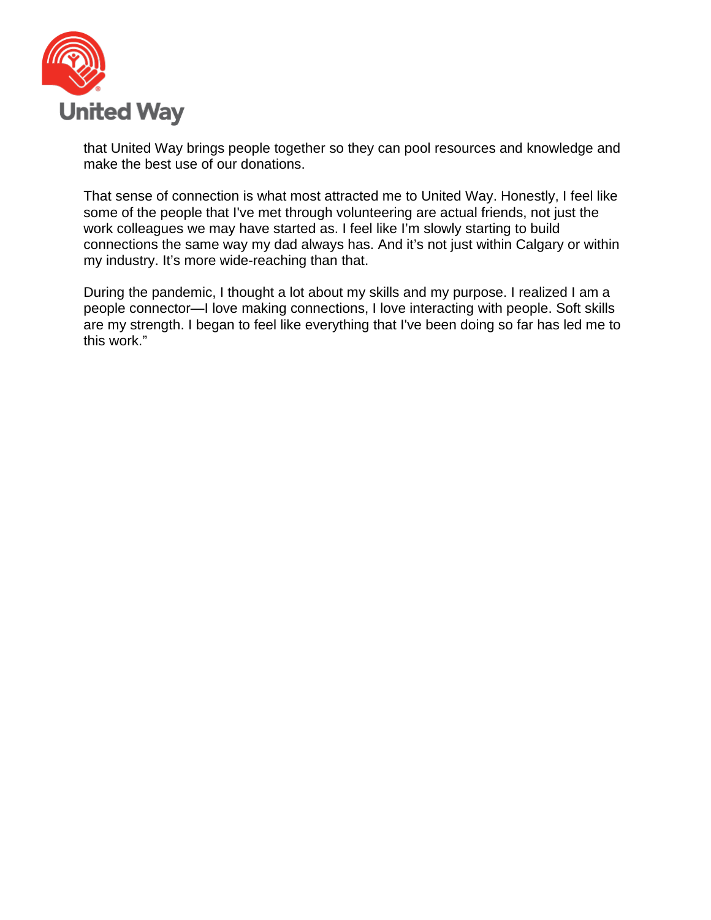that United Way brings people together so they can pool resources and knowledge and make the best use of our donations.

That sense of connection is what most attracted me to United Way. Honestly, I feel like some of the people that I've met through volunteering are actual friends, not just the work colleagues we may have started as. I feel like I'm slowly starting to build connections the same way my dad always has. And it's not just within Calgary or within my industry. It's more wide-reaching than that.

During the pandemic, I thought a lot about my skills and my purpose. I realized I am a people connector—I love making connections, I love interacting with people. Soft skills are my strength. I began to feel like everything that I've been doing so far has led me to this work."